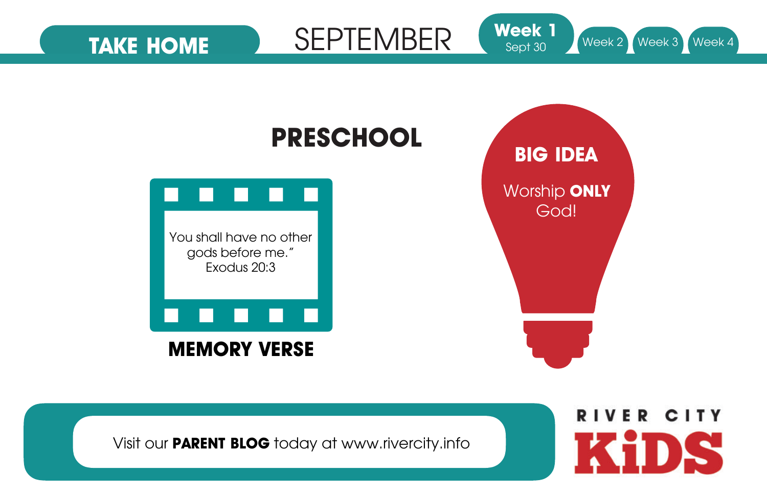**TAKE HOME**

# SEPTEMBER

**Week 1**
Sept 30

Week 2 | Week 3 | Week 4

## PRESCHOOL

You shall have no other gods before me."
Exodus 20:3

**MEMORY VERSE**

**BIG IDEA**

Worship **ONLY** God!

Visit our **PARENT BLOG** today at www.rivercity.info

RIVER CITY KiDS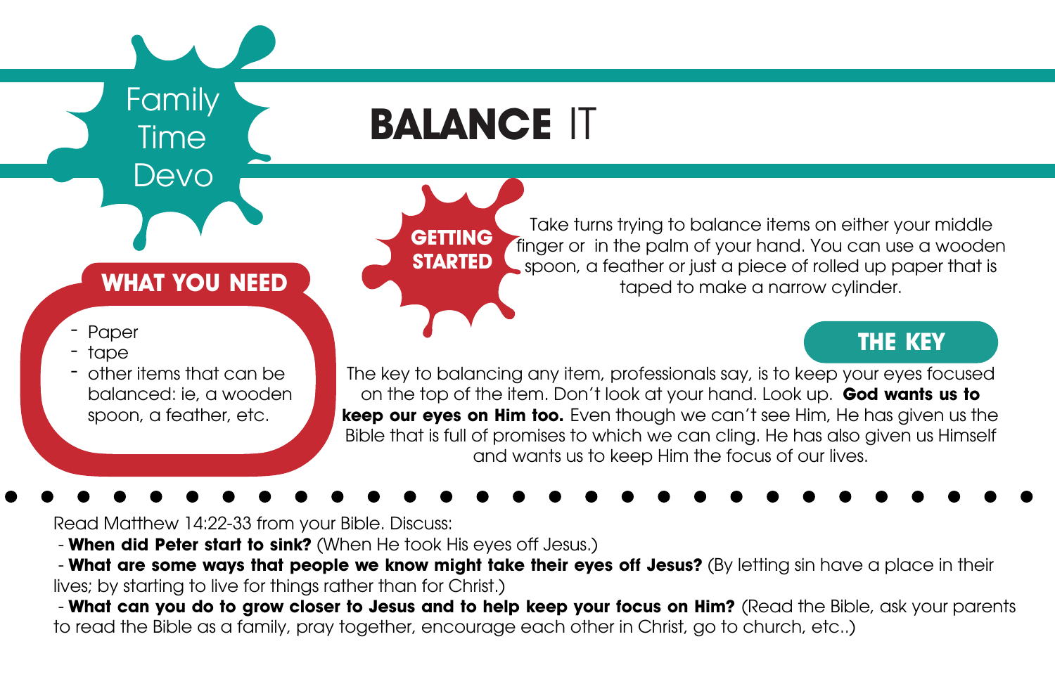Family Time Devo

# BALANCE IT

## WHAT YOU NEED

- Paper
- tape
- other items that can be balanced: ie, a wooden spoon, a feather, etc.

## GETTING STARTED

Take turns trying to balance items on either your middle finger or in the palm of your hand. You can use a wooden spoon, a feather or just a piece of rolled up paper that is taped to make a narrow cylinder.

## THE KEY

The key to balancing any item, professionals say, is to keep your eyes focused on the top of the item. Don't look at your hand. Look up. **God wants us to keep our eyes on Him too.** Even though we can't see Him, He has given us the Bible that is full of promises to which we can cling. He has also given us Himself and wants us to keep Him the focus of our lives.

Read Matthew 14:22-33 from your Bible. Discuss:

- **When did Peter start to sink?** (When He took His eyes off Jesus.)
- **What are some ways that people we know might take their eyes off Jesus?** (By letting sin have a place in their lives; by starting to live for things rather than for Christ.)
- **What can you do to grow closer to Jesus and to help keep your focus on Him?** (Read the Bible, ask your parents to read the Bible as a family, pray together, encourage each other in Christ, go to church, etc..)